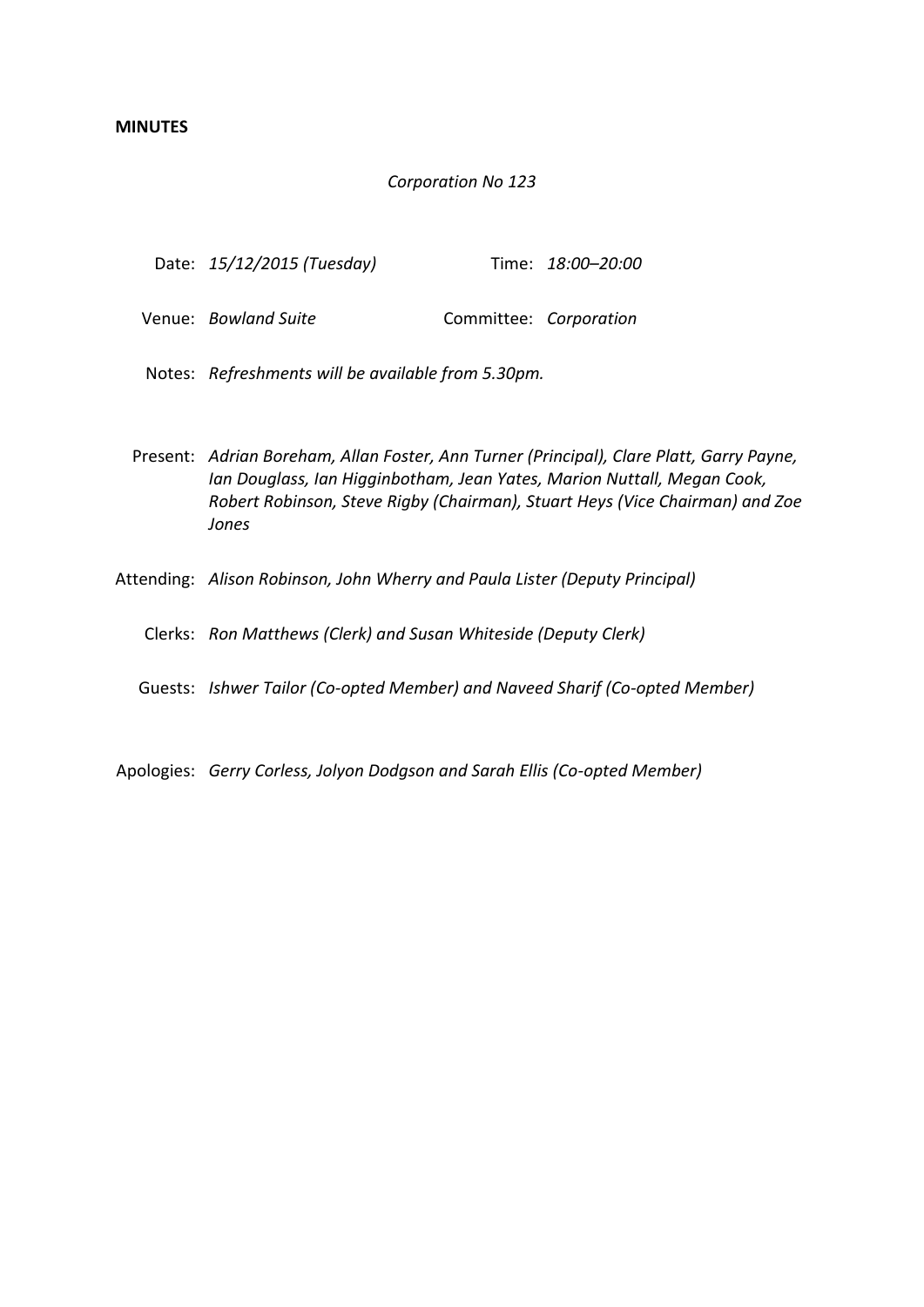**MINUTES**

*Corporation No 123*

Date: *15/12/2015 (Tuesday)* Time: *18:00–20:00*

Venue: *Bowland Suite* Committee: *Corporation*

Notes: *Refreshments will be available from 5.30pm.*

Present: *Adrian Boreham, Allan Foster, Ann Turner (Principal), Clare Platt, Garry Payne, Ian Douglass, Ian Higginbotham, Jean Yates, Marion Nuttall, Megan Cook, Robert Robinson, Steve Rigby (Chairman), Stuart Heys (Vice Chairman) and Zoe Jones*

Attending: *Alison Robinson, John Wherry and Paula Lister (Deputy Principal)*

Clerks: *Ron Matthews (Clerk) and Susan Whiteside (Deputy Clerk)*

Guests: *Ishwer Tailor (Co-opted Member) and Naveed Sharif (Co-opted Member)*

Apologies: *Gerry Corless, Jolyon Dodgson and Sarah Ellis (Co-opted Member)*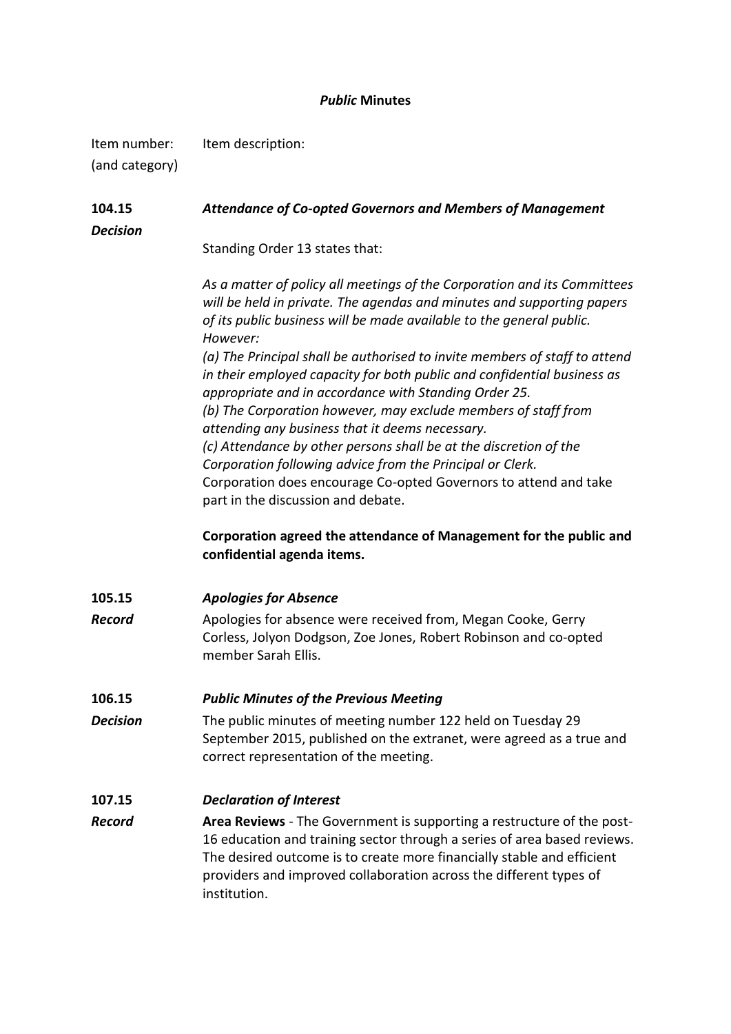## *Public* Minutes

| Item number: (and category) | Item description: |
|---|---|
| **104.15** *Decision* | ***Attendance of Co-opted Governors and Members of Management*** |

Standing Order 13 states that:

*As a matter of policy all meetings of the Corporation and its Committees will be held in private. The agendas and minutes and supporting papers of its public business will be made available to the general public. However:*

*(a) The Principal shall be authorised to invite members of staff to attend in their employed capacity for both public and confidential business as appropriate and in accordance with Standing Order 25.*

*(b) The Corporation however, may exclude members of staff from attending any business that it deems necessary.*

*(c) Attendance by other persons shall be at the discretion of the Corporation following advice from the Principal or Clerk.*

Corporation does encourage Co-opted Governors to attend and take part in the discussion and debate.

**Corporation agreed the attendance of Management for the public and confidential agenda items.**

**105.15** ***Apologies for Absence***

***Record*** Apologies for absence were received from, Megan Cooke, Gerry Corless, Jolyon Dodgson, Zoe Jones, Robert Robinson and co-opted member Sarah Ellis.

**106.15** ***Public Minutes of the Previous Meeting***

***Decision*** The public minutes of meeting number 122 held on Tuesday 29 September 2015, published on the extranet, were agreed as a true and correct representation of the meeting.

**107.15** ***Declaration of Interest***

***Record*** **Area Reviews** - The Government is supporting a restructure of the post-16 education and training sector through a series of area based reviews. The desired outcome is to create more financially stable and efficient providers and improved collaboration across the different types of institution.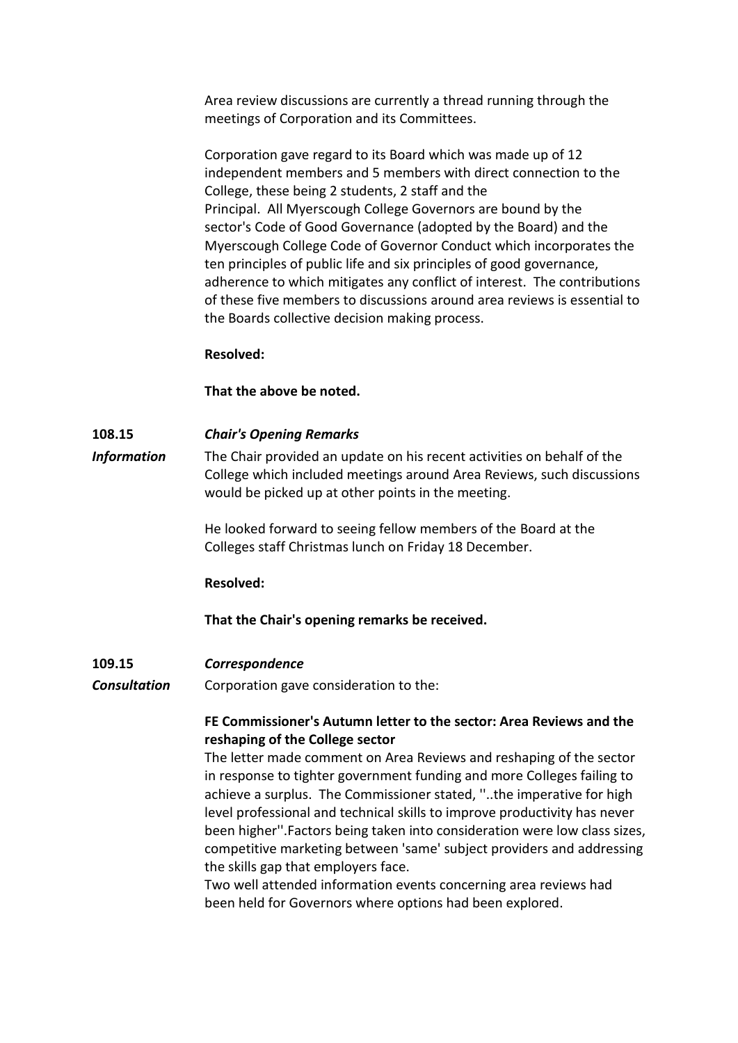Area review discussions are currently a thread running through the meetings of Corporation and its Committees.

Corporation gave regard to its Board which was made up of 12 independent members and 5 members with direct connection to the College, these being 2 students, 2 staff and the Principal. All Myerscough College Governors are bound by the sector's Code of Good Governance (adopted by the Board) and the Myerscough College Code of Governor Conduct which incorporates the ten principles of public life and six principles of good governance, adherence to which mitigates any conflict of interest. The contributions of these five members to discussions around area reviews is essential to the Boards collective decision making process.

**Resolved:**

**That the above be noted.**

**108.15** ***Chair's Opening Remarks***

***Information***

The Chair provided an update on his recent activities on behalf of the College which included meetings around Area Reviews, such discussions would be picked up at other points in the meeting.

He looked forward to seeing fellow members of the Board at the Colleges staff Christmas lunch on Friday 18 December.

**Resolved:**

**That the Chair's opening remarks be received.**

**109.15** ***Correspondence***

***Consultation***

Corporation gave consideration to the:

**FE Commissioner's Autumn letter to the sector: Area Reviews and the reshaping of the College sector**

The letter made comment on Area Reviews and reshaping of the sector in response to tighter government funding and more Colleges failing to achieve a surplus. The Commissioner stated, ''..the imperative for high level professional and technical skills to improve productivity has never been higher''.Factors being taken into consideration were low class sizes, competitive marketing between 'same' subject providers and addressing the skills gap that employers face.

Two well attended information events concerning area reviews had been held for Governors where options had been explored.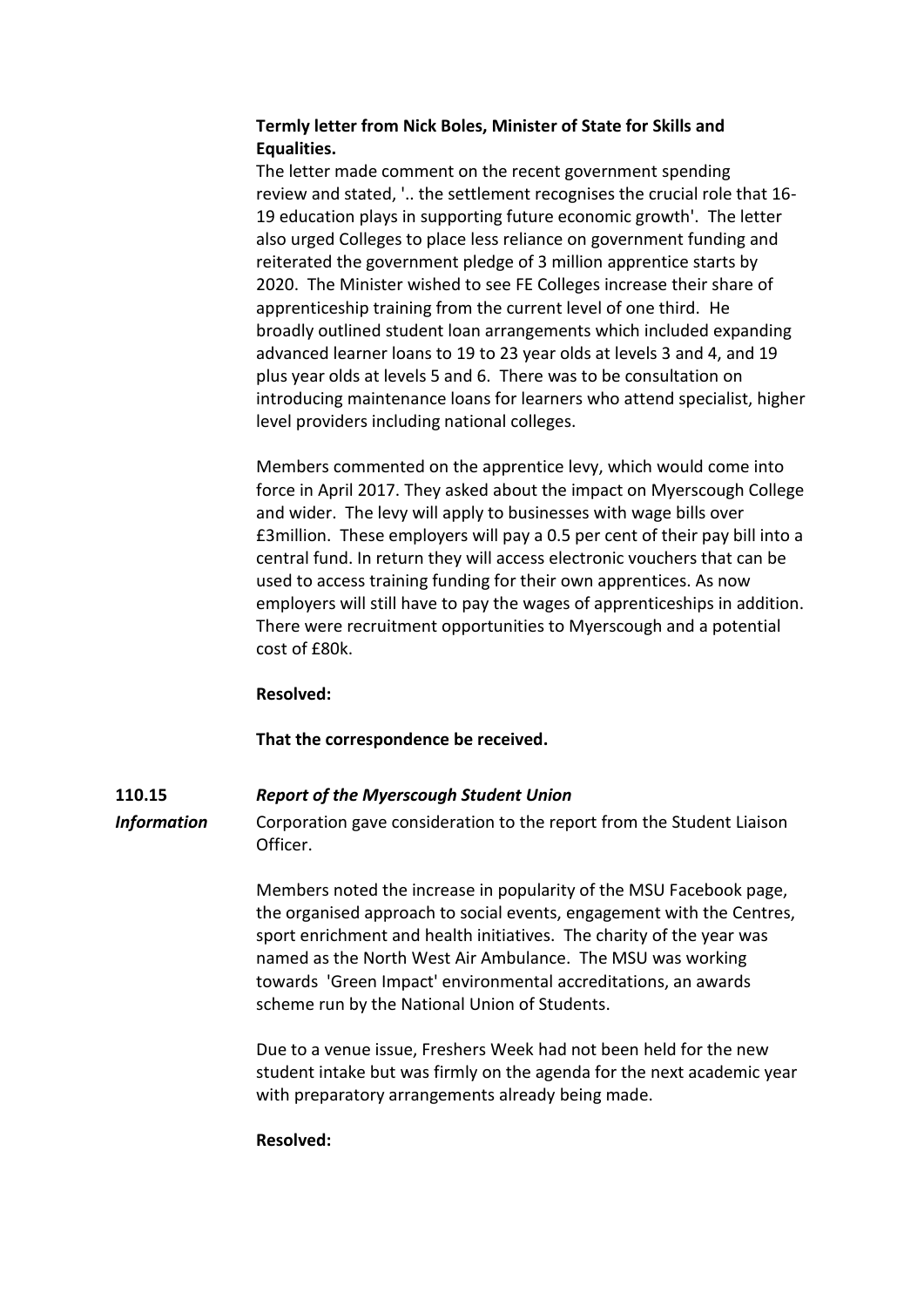**Termly letter from Nick Boles, Minister of State for Skills and Equalities.**

The letter made comment on the recent government spending review and stated, '.. the settlement recognises the crucial role that 16-19 education plays in supporting future economic growth'. The letter also urged Colleges to place less reliance on government funding and reiterated the government pledge of 3 million apprentice starts by 2020. The Minister wished to see FE Colleges increase their share of apprenticeship training from the current level of one third. He broadly outlined student loan arrangements which included expanding advanced learner loans to 19 to 23 year olds at levels 3 and 4, and 19 plus year olds at levels 5 and 6. There was to be consultation on introducing maintenance loans for learners who attend specialist, higher level providers including national colleges.

Members commented on the apprentice levy, which would come into force in April 2017. They asked about the impact on Myerscough College and wider. The levy will apply to businesses with wage bills over £3million. These employers will pay a 0.5 per cent of their pay bill into a central fund. In return they will access electronic vouchers that can be used to access training funding for their own apprentices. As now employers will still have to pay the wages of apprenticeships in addition. There were recruitment opportunities to Myerscough and a potential cost of £80k.

**Resolved:**

**That the correspondence be received.**

**110.15** ***Report of the Myerscough Student Union***

***Information***

Corporation gave consideration to the report from the Student Liaison Officer.

Members noted the increase in popularity of the MSU Facebook page, the organised approach to social events, engagement with the Centres, sport enrichment and health initiatives. The charity of the year was named as the North West Air Ambulance. The MSU was working towards 'Green Impact' environmental accreditations, an awards scheme run by the National Union of Students.

Due to a venue issue, Freshers Week had not been held for the new student intake but was firmly on the agenda for the next academic year with preparatory arrangements already being made.

**Resolved:**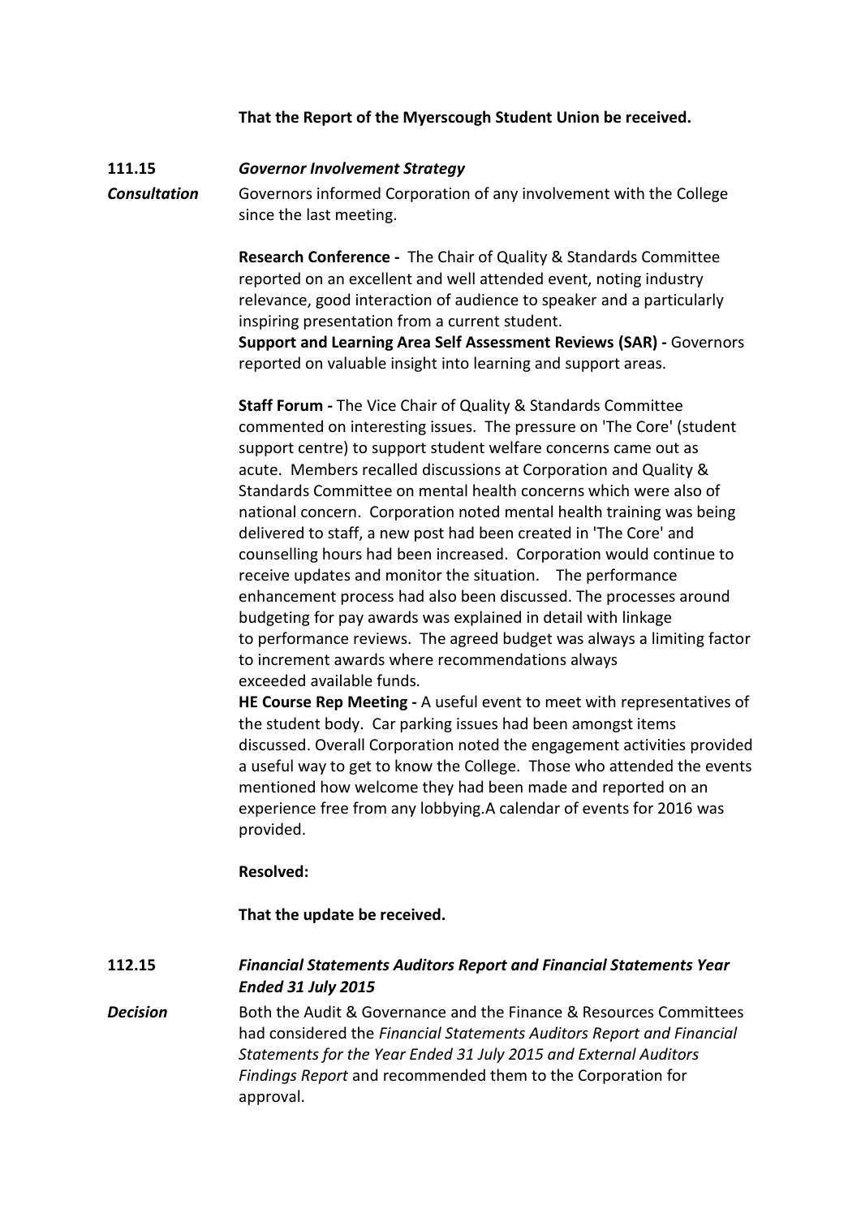**That the Report of the Myerscough Student Union be received.**

**111.15** ***Governor Involvement Strategy***

***Consultation*** Governors informed Corporation of any involvement with the College since the last meeting.

**Research Conference -** The Chair of Quality & Standards Committee reported on an excellent and well attended event, noting industry relevance, good interaction of audience to speaker and a particularly inspiring presentation from a current student.

**Support and Learning Area Self Assessment Reviews (SAR) -** Governors reported on valuable insight into learning and support areas.

**Staff Forum -** The Vice Chair of Quality & Standards Committee commented on interesting issues. The pressure on 'The Core' (student support centre) to support student welfare concerns came out as acute. Members recalled discussions at Corporation and Quality & Standards Committee on mental health concerns which were also of national concern. Corporation noted mental health training was being delivered to staff, a new post had been created in 'The Core' and counselling hours had been increased. Corporation would continue to receive updates and monitor the situation. The performance enhancement process had also been discussed. The processes around budgeting for pay awards was explained in detail with linkage to performance reviews. The agreed budget was always a limiting factor to increment awards where recommendations always exceeded available funds.

**HE Course Rep Meeting -** A useful event to meet with representatives of the student body. Car parking issues had been amongst items discussed. Overall Corporation noted the engagement activities provided a useful way to get to know the College. Those who attended the events mentioned how welcome they had been made and reported on an experience free from any lobbying.A calendar of events for 2016 was provided.

**Resolved:**

**That the update be received.**

**112.15** ***Financial Statements Auditors Report and Financial Statements Year Ended 31 July 2015***

***Decision*** Both the Audit & Governance and the Finance & Resources Committees had considered the *Financial Statements Auditors Report and Financial Statements for the Year Ended 31 July 2015 and External Auditors Findings Report* and recommended them to the Corporation for approval.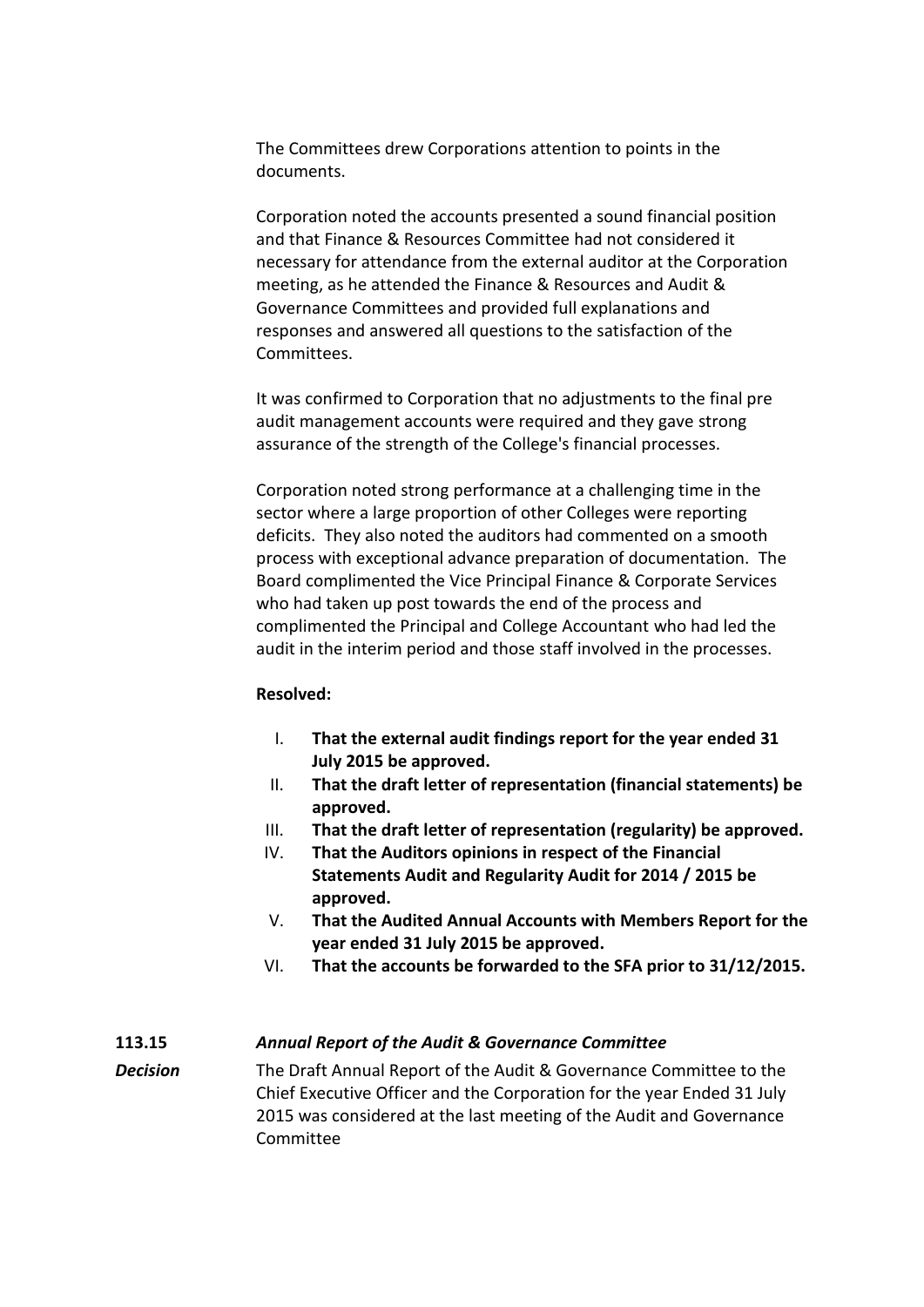The Committees drew Corporations attention to points in the documents.

Corporation noted the accounts presented a sound financial position and that Finance & Resources Committee had not considered it necessary for attendance from the external auditor at the Corporation meeting, as he attended the Finance & Resources and Audit & Governance Committees and provided full explanations and responses and answered all questions to the satisfaction of the Committees.

It was confirmed to Corporation that no adjustments to the final pre audit management accounts were required and they gave strong assurance of the strength of the College's financial processes.

Corporation noted strong performance at a challenging time in the sector where a large proportion of other Colleges were reporting deficits. They also noted the auditors had commented on a smooth process with exceptional advance preparation of documentation. The Board complimented the Vice Principal Finance & Corporate Services who had taken up post towards the end of the process and complimented the Principal and College Accountant who had led the audit in the interim period and those staff involved in the processes.

**Resolved:**

I. **That the external audit findings report for the year ended 31 July 2015 be approved.**
II. **That the draft letter of representation (financial statements) be approved.**
III. **That the draft letter of representation (regularity) be approved.**
IV. **That the Auditors opinions in respect of the Financial Statements Audit and Regularity Audit for 2014 / 2015 be approved.**
V. **That the Audited Annual Accounts with Members Report for the year ended 31 July 2015 be approved.**
VI. **That the accounts be forwarded to the SFA prior to 31/12/2015.**

**113.15** ***Annual Report of the Audit & Governance Committee***

***Decision*** The Draft Annual Report of the Audit & Governance Committee to the Chief Executive Officer and the Corporation for the year Ended 31 July 2015 was considered at the last meeting of the Audit and Governance Committee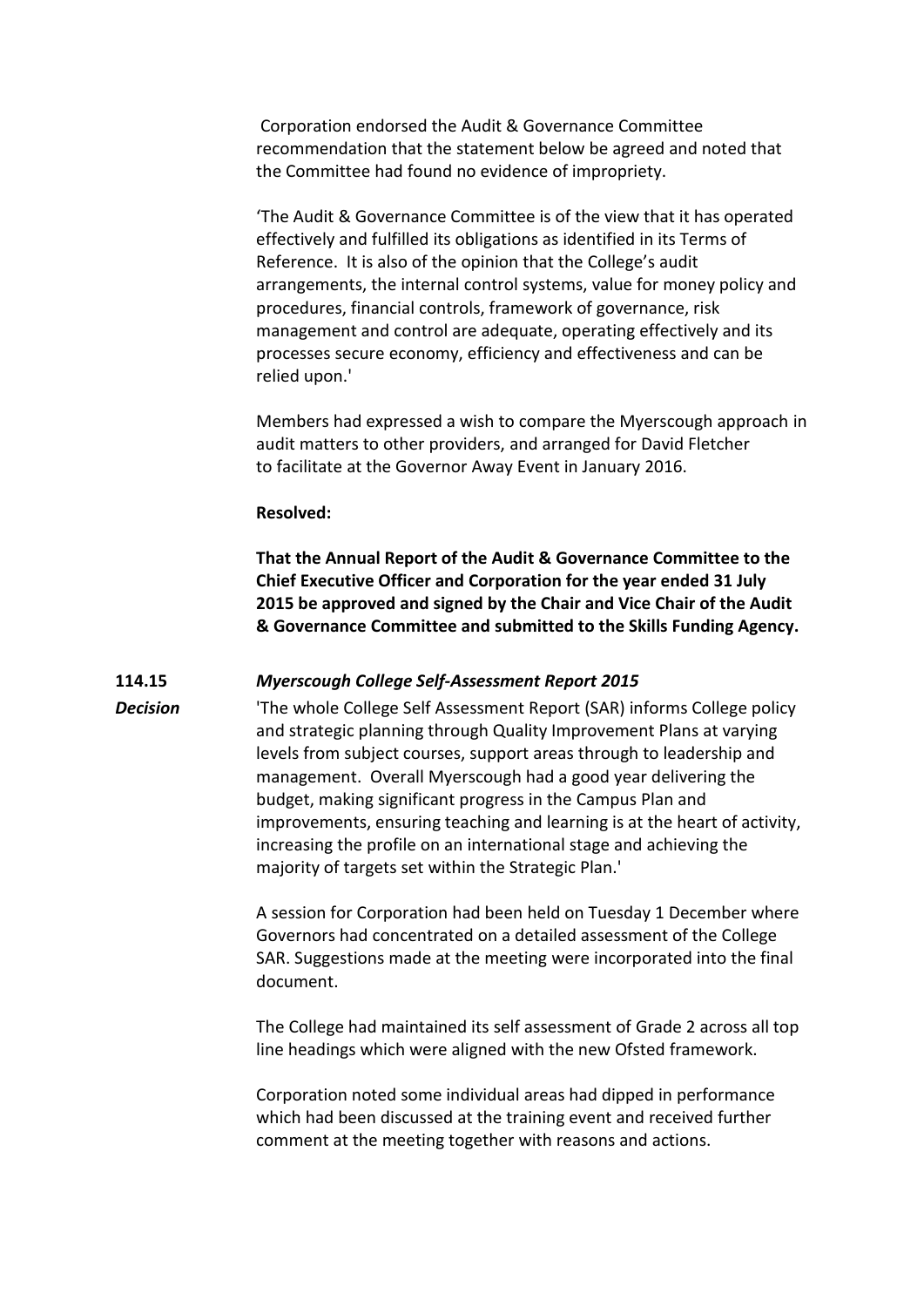Corporation endorsed the Audit & Governance Committee recommendation that the statement below be agreed and noted that the Committee had found no evidence of impropriety.

'The Audit & Governance Committee is of the view that it has operated effectively and fulfilled its obligations as identified in its Terms of Reference. It is also of the opinion that the College's audit arrangements, the internal control systems, value for money policy and procedures, financial controls, framework of governance, risk management and control are adequate, operating effectively and its processes secure economy, efficiency and effectiveness and can be relied upon.'

Members had expressed a wish to compare the Myerscough approach in audit matters to other providers, and arranged for David Fletcher to facilitate at the Governor Away Event in January 2016.

**Resolved:**

**That the Annual Report of the Audit & Governance Committee to the Chief Executive Officer and Corporation for the year ended 31 July 2015 be approved and signed by the Chair and Vice Chair of the Audit & Governance Committee and submitted to the Skills Funding Agency.**

**114.15** ***Myerscough College Self-Assessment Report 2015***

***Decision***

'The whole College Self Assessment Report (SAR) informs College policy and strategic planning through Quality Improvement Plans at varying levels from subject courses, support areas through to leadership and management. Overall Myerscough had a good year delivering the budget, making significant progress in the Campus Plan and improvements, ensuring teaching and learning is at the heart of activity, increasing the profile on an international stage and achieving the majority of targets set within the Strategic Plan.'

A session for Corporation had been held on Tuesday 1 December where Governors had concentrated on a detailed assessment of the College SAR. Suggestions made at the meeting were incorporated into the final document.

The College had maintained its self assessment of Grade 2 across all top line headings which were aligned with the new Ofsted framework.

Corporation noted some individual areas had dipped in performance which had been discussed at the training event and received further comment at the meeting together with reasons and actions.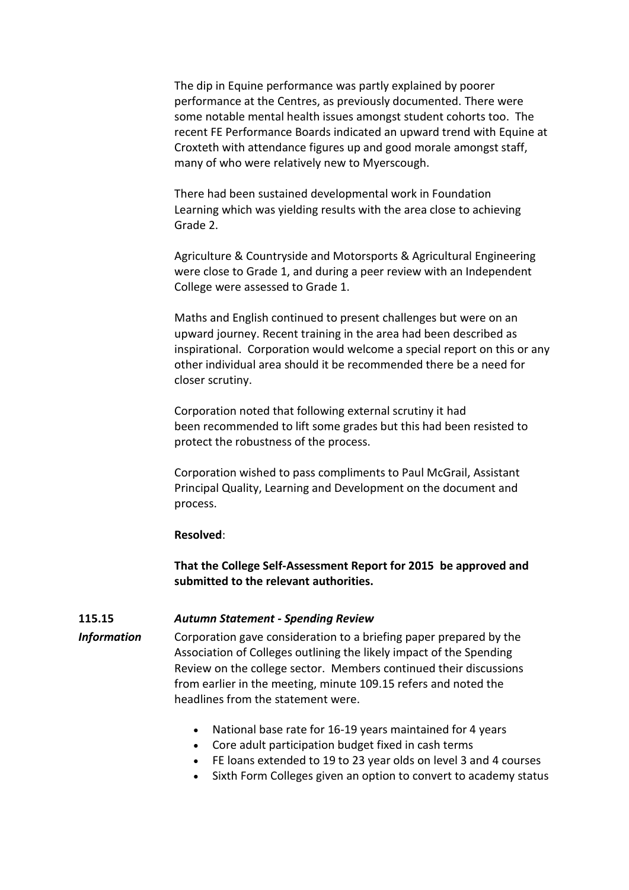The dip in Equine performance was partly explained by poorer performance at the Centres, as previously documented. There were some notable mental health issues amongst student cohorts too. The recent FE Performance Boards indicated an upward trend with Equine at Croxteth with attendance figures up and good morale amongst staff, many of who were relatively new to Myerscough.

There had been sustained developmental work in Foundation Learning which was yielding results with the area close to achieving Grade 2.

Agriculture & Countryside and Motorsports & Agricultural Engineering were close to Grade 1, and during a peer review with an Independent College were assessed to Grade 1.

Maths and English continued to present challenges but were on an upward journey. Recent training in the area had been described as inspirational. Corporation would welcome a special report on this or any other individual area should it be recommended there be a need for closer scrutiny.

Corporation noted that following external scrutiny it had been recommended to lift some grades but this had been resisted to protect the robustness of the process.

Corporation wished to pass compliments to Paul McGrail, Assistant Principal Quality, Learning and Development on the document and process.

**Resolved**:

**That the College Self-Assessment Report for 2015 be approved and submitted to the relevant authorities.**

**115.15** ***Autumn Statement - Spending Review***

***Information***

Corporation gave consideration to a briefing paper prepared by the Association of Colleges outlining the likely impact of the Spending Review on the college sector. Members continued their discussions from earlier in the meeting, minute 109.15 refers and noted the headlines from the statement were.

- National base rate for 16-19 years maintained for 4 years
- Core adult participation budget fixed in cash terms
- FE loans extended to 19 to 23 year olds on level 3 and 4 courses
- Sixth Form Colleges given an option to convert to academy status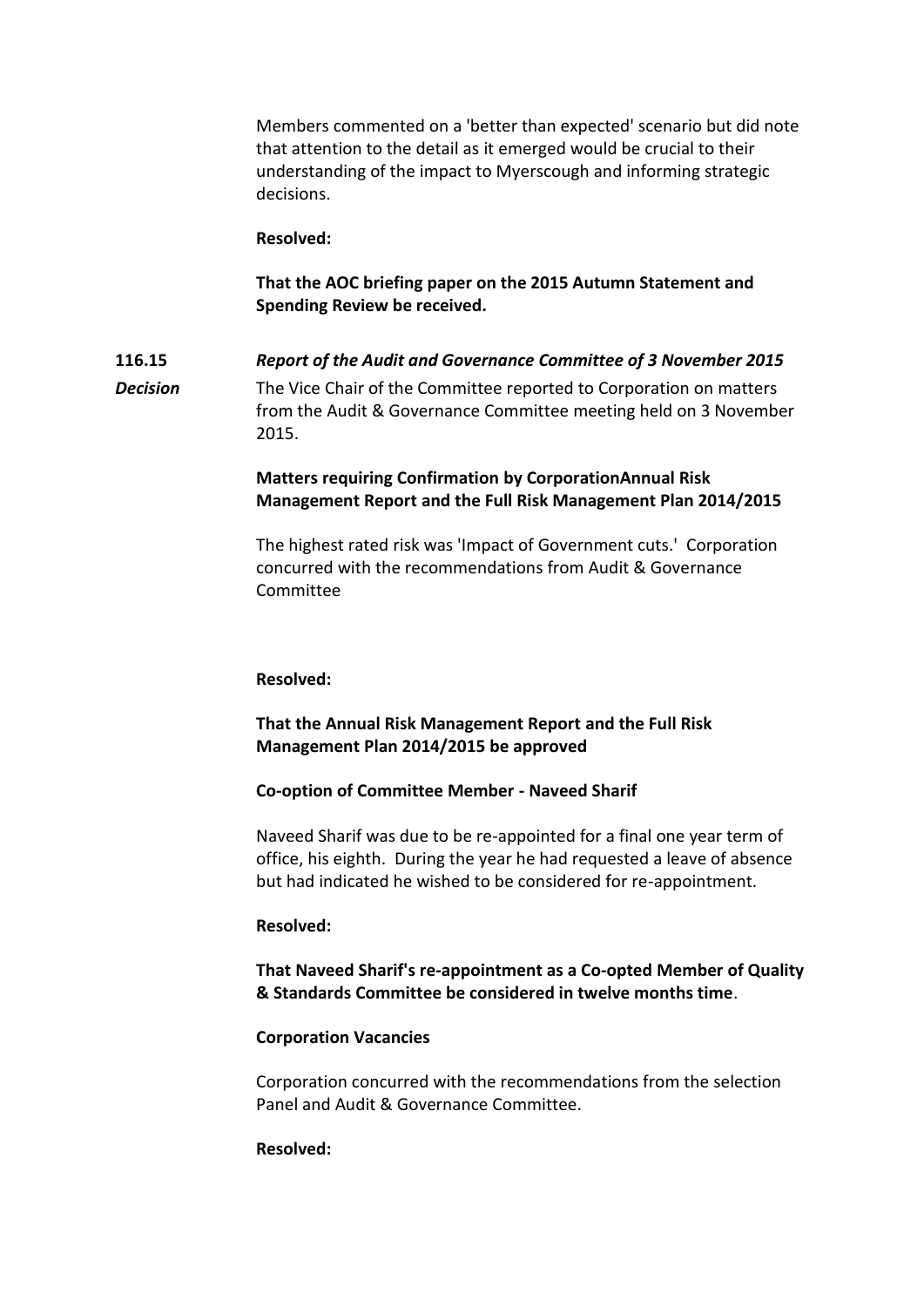Members commented on a 'better than expected' scenario but did note that attention to the detail as it emerged would be crucial to their understanding of the impact to Myerscough and informing strategic decisions.

**Resolved:**

**That the AOC briefing paper on the 2015 Autumn Statement and Spending Review be received.**

**116.15** ***Report of the Audit and Governance Committee of 3 November 2015***

***Decision***

The Vice Chair of the Committee reported to Corporation on matters from the Audit & Governance Committee meeting held on 3 November 2015.

**Matters requiring Confirmation by CorporationAnnual Risk Management Report and the Full Risk Management Plan 2014/2015**

The highest rated risk was 'Impact of Government cuts.' Corporation concurred with the recommendations from Audit & Governance Committee

**Resolved:**

**That the Annual Risk Management Report and the Full Risk Management Plan 2014/2015 be approved**

**Co-option of Committee Member - Naveed Sharif**

Naveed Sharif was due to be re-appointed for a final one year term of office, his eighth. During the year he had requested a leave of absence but had indicated he wished to be considered for re-appointment.

**Resolved:**

**That Naveed Sharif's re-appointment as a Co-opted Member of Quality & Standards Committee be considered in twelve months time**.

**Corporation Vacancies**

Corporation concurred with the recommendations from the selection Panel and Audit & Governance Committee.

**Resolved:**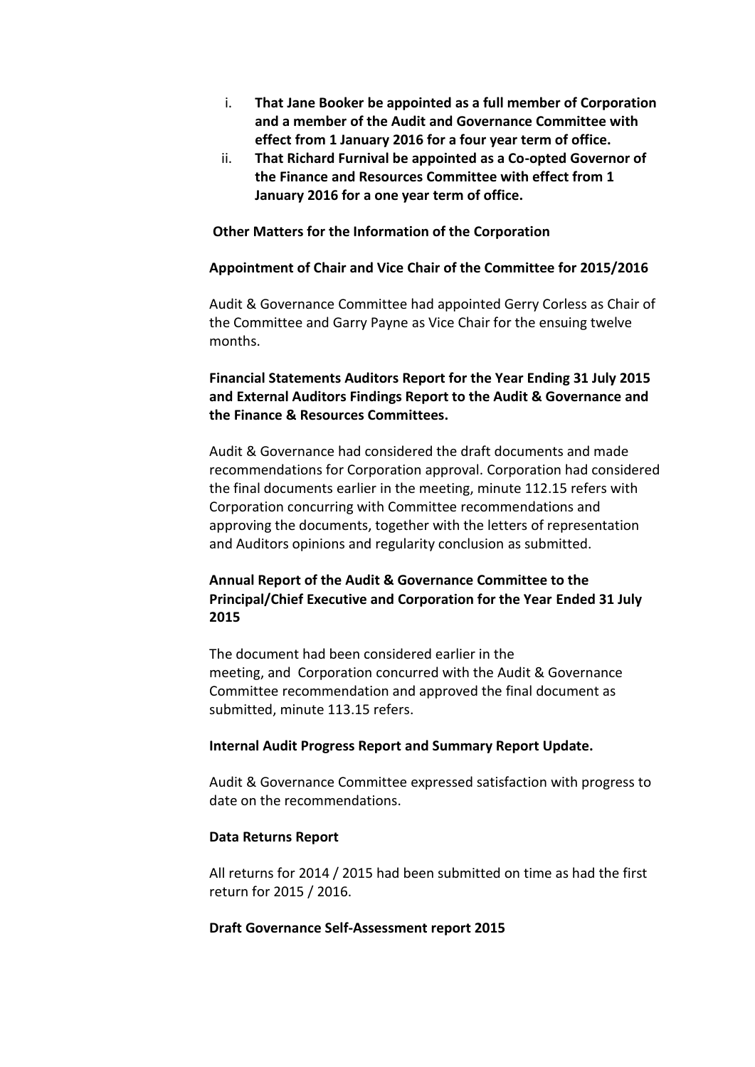i. **That Jane Booker be appointed as a full member of Corporation and a member of the Audit and Governance Committee with effect from 1 January 2016 for a four year term of office.**
ii. **That Richard Furnival be appointed as a Co-opted Governor of the Finance and Resources Committee with effect from 1 January 2016 for a one year term of office.**

**Other Matters for the Information of the Corporation**

**Appointment of Chair and Vice Chair of the Committee for 2015/2016**

Audit & Governance Committee had appointed Gerry Corless as Chair of the Committee and Garry Payne as Vice Chair for the ensuing twelve months.

**Financial Statements Auditors Report for the Year Ending 31 July 2015 and External Auditors Findings Report to the Audit & Governance and the Finance & Resources Committees.**

Audit & Governance had considered the draft documents and made recommendations for Corporation approval. Corporation had considered the final documents earlier in the meeting, minute 112.15 refers with Corporation concurring with Committee recommendations and approving the documents, together with the letters of representation and Auditors opinions and regularity conclusion as submitted.

**Annual Report of the Audit & Governance Committee to the Principal/Chief Executive and Corporation for the Year Ended 31 July 2015**

The document had been considered earlier in the meeting, and Corporation concurred with the Audit & Governance Committee recommendation and approved the final document as submitted, minute 113.15 refers.

**Internal Audit Progress Report and Summary Report Update.**

Audit & Governance Committee expressed satisfaction with progress to date on the recommendations.

**Data Returns Report**

All returns for 2014 / 2015 had been submitted on time as had the first return for 2015 / 2016.

**Draft Governance Self-Assessment report 2015**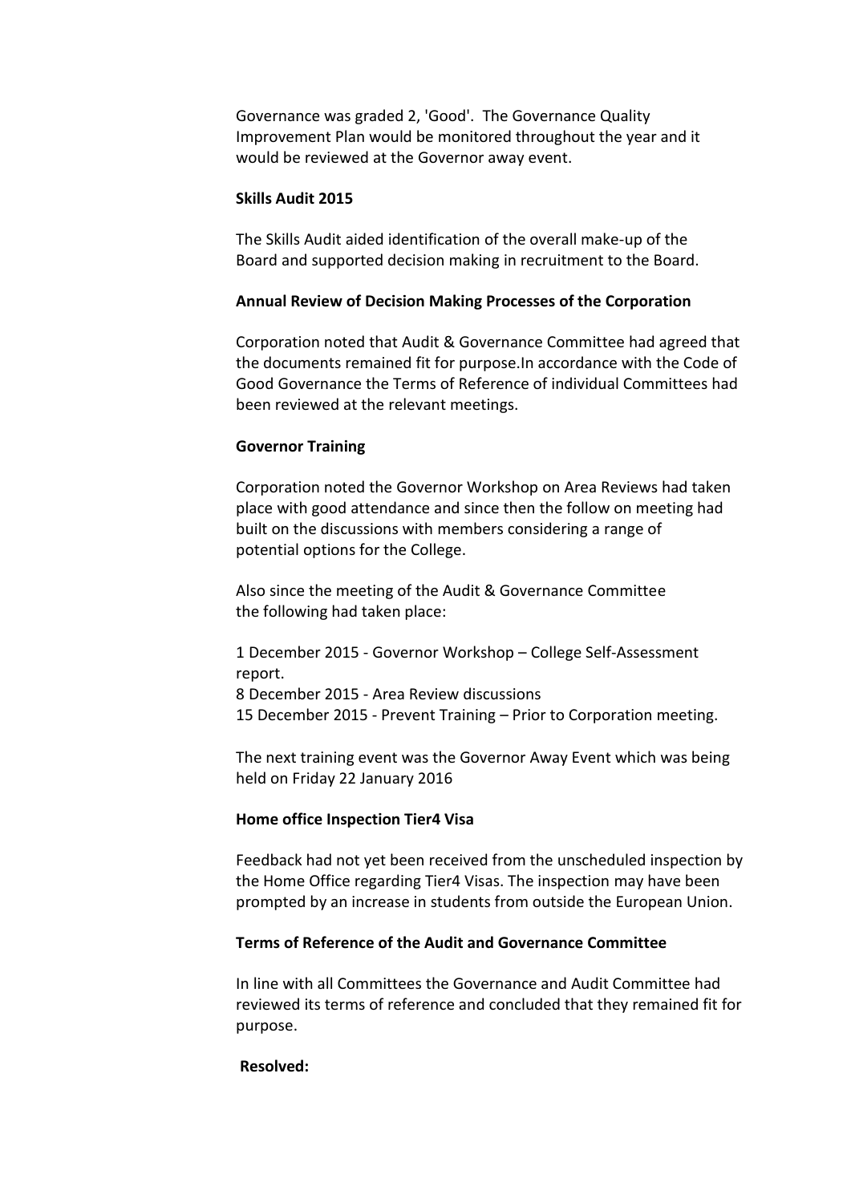Governance was graded 2, 'Good'. The Governance Quality Improvement Plan would be monitored throughout the year and it would be reviewed at the Governor away event.

**Skills Audit 2015**

The Skills Audit aided identification of the overall make-up of the Board and supported decision making in recruitment to the Board.

**Annual Review of Decision Making Processes of the Corporation**

Corporation noted that Audit & Governance Committee had agreed that the documents remained fit for purpose.In accordance with the Code of Good Governance the Terms of Reference of individual Committees had been reviewed at the relevant meetings.

**Governor Training**

Corporation noted the Governor Workshop on Area Reviews had taken place with good attendance and since then the follow on meeting had built on the discussions with members considering a range of potential options for the College.

Also since the meeting of the Audit & Governance Committee the following had taken place:

1 December 2015 - Governor Workshop – College Self-Assessment report.
8 December 2015 - Area Review discussions
15 December 2015 - Prevent Training – Prior to Corporation meeting.

The next training event was the Governor Away Event which was being held on Friday 22 January 2016

**Home office Inspection Tier4 Visa**

Feedback had not yet been received from the unscheduled inspection by the Home Office regarding Tier4 Visas. The inspection may have been prompted by an increase in students from outside the European Union.

**Terms of Reference of the Audit and Governance Committee**

In line with all Committees the Governance and Audit Committee had reviewed its terms of reference and concluded that they remained fit for purpose.

**Resolved:**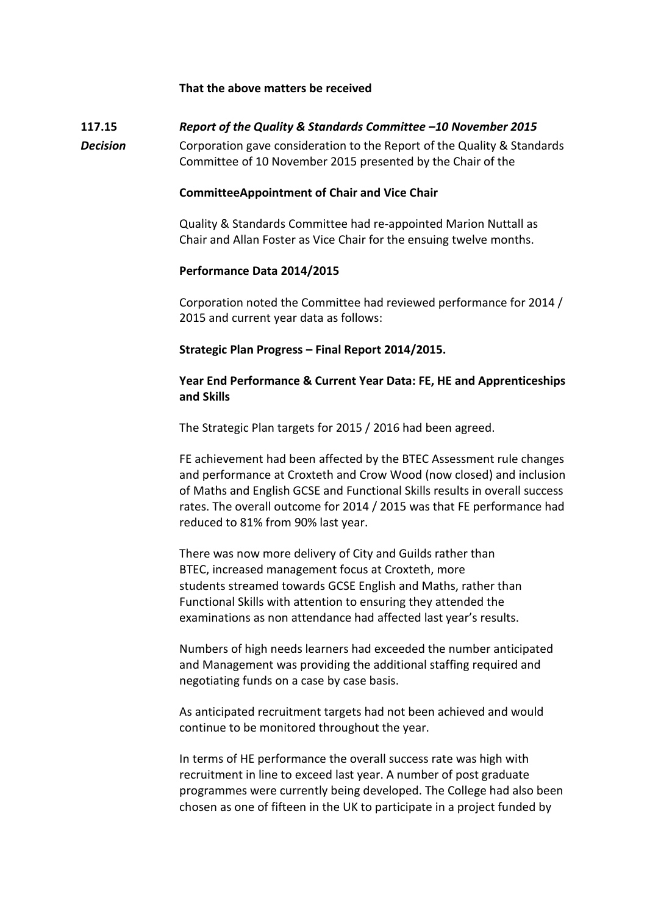**That the above matters be received**

**117.15** ***Report of the Quality & Standards Committee –10 November 2015***

***Decision*** Corporation gave consideration to the Report of the Quality & Standards Committee of 10 November 2015 presented by the Chair of the

**CommitteeAppointment of Chair and Vice Chair**

Quality & Standards Committee had re-appointed Marion Nuttall as Chair and Allan Foster as Vice Chair for the ensuing twelve months.

**Performance Data 2014/2015**

Corporation noted the Committee had reviewed performance for 2014 / 2015 and current year data as follows:

**Strategic Plan Progress – Final Report 2014/2015.**

**Year End Performance & Current Year Data: FE, HE and Apprenticeships and Skills**

The Strategic Plan targets for 2015 / 2016 had been agreed.

FE achievement had been affected by the BTEC Assessment rule changes and performance at Croxteth and Crow Wood (now closed) and inclusion of Maths and English GCSE and Functional Skills results in overall success rates. The overall outcome for 2014 / 2015 was that FE performance had reduced to 81% from 90% last year.

There was now more delivery of City and Guilds rather than BTEC, increased management focus at Croxteth, more students streamed towards GCSE English and Maths, rather than Functional Skills with attention to ensuring they attended the examinations as non attendance had affected last year's results.

Numbers of high needs learners had exceeded the number anticipated and Management was providing the additional staffing required and negotiating funds on a case by case basis.

As anticipated recruitment targets had not been achieved and would continue to be monitored throughout the year.

In terms of HE performance the overall success rate was high with recruitment in line to exceed last year. A number of post graduate programmes were currently being developed. The College had also been chosen as one of fifteen in the UK to participate in a project funded by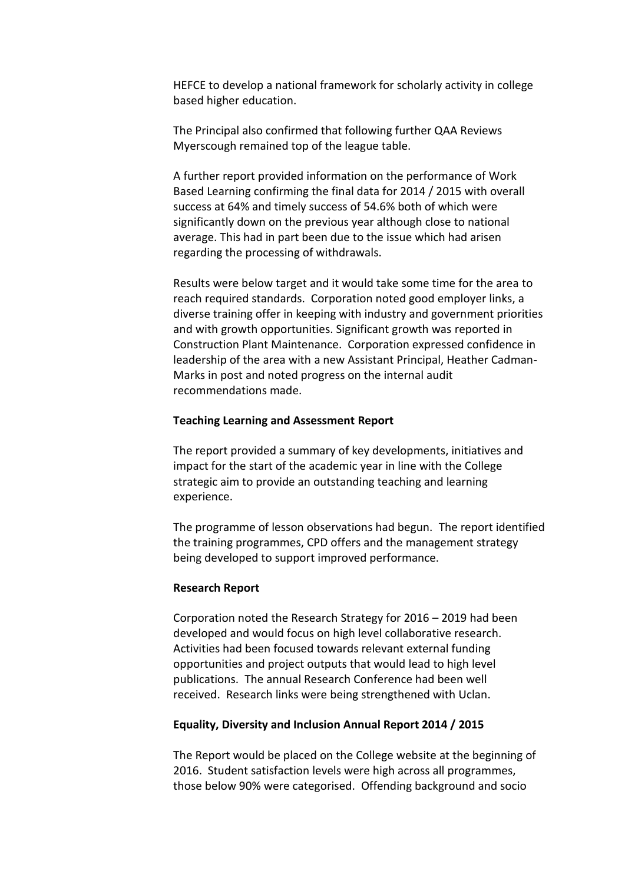HEFCE to develop a national framework for scholarly activity in college based higher education.

The Principal also confirmed that following further QAA Reviews Myerscough remained top of the league table.

A further report provided information on the performance of Work Based Learning confirming the final data for 2014 / 2015 with overall success at 64% and timely success of 54.6% both of which were significantly down on the previous year although close to national average. This had in part been due to the issue which had arisen regarding the processing of withdrawals.

Results were below target and it would take some time for the area to reach required standards. Corporation noted good employer links, a diverse training offer in keeping with industry and government priorities and with growth opportunities. Significant growth was reported in Construction Plant Maintenance. Corporation expressed confidence in leadership of the area with a new Assistant Principal, Heather Cadman-Marks in post and noted progress on the internal audit recommendations made.

**Teaching Learning and Assessment Report**

The report provided a summary of key developments, initiatives and impact for the start of the academic year in line with the College strategic aim to provide an outstanding teaching and learning experience.

The programme of lesson observations had begun. The report identified the training programmes, CPD offers and the management strategy being developed to support improved performance.

**Research Report**

Corporation noted the Research Strategy for 2016 – 2019 had been developed and would focus on high level collaborative research. Activities had been focused towards relevant external funding opportunities and project outputs that would lead to high level publications. The annual Research Conference had been well received. Research links were being strengthened with Uclan.

**Equality, Diversity and Inclusion Annual Report 2014 / 2015**

The Report would be placed on the College website at the beginning of 2016. Student satisfaction levels were high across all programmes, those below 90% were categorised. Offending background and socio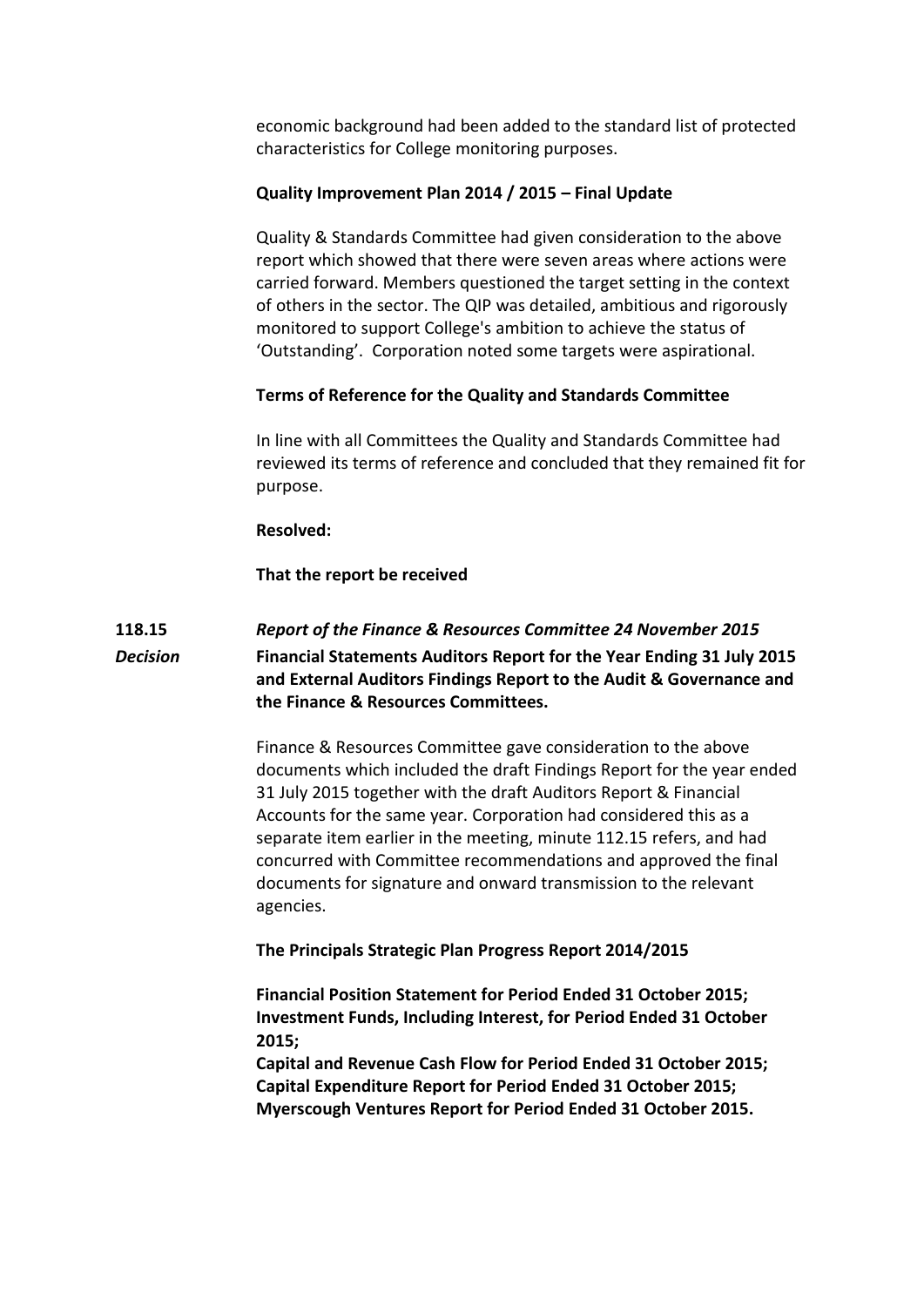economic background had been added to the standard list of protected characteristics for College monitoring purposes.

**Quality Improvement Plan 2014 / 2015 – Final Update**

Quality & Standards Committee had given consideration to the above report which showed that there were seven areas where actions were carried forward. Members questioned the target setting in the context of others in the sector. The QIP was detailed, ambitious and rigorously monitored to support College's ambition to achieve the status of 'Outstanding'. Corporation noted some targets were aspirational.

**Terms of Reference for the Quality and Standards Committee**

In line with all Committees the Quality and Standards Committee had reviewed its terms of reference and concluded that they remained fit for purpose.

**Resolved:**

**That the report be received**

**118.15** ***Report of the Finance & Resources Committee 24 November 2015***

***Decision*** **Financial Statements Auditors Report for the Year Ending 31 July 2015 and External Auditors Findings Report to the Audit & Governance and the Finance & Resources Committees.**

Finance & Resources Committee gave consideration to the above documents which included the draft Findings Report for the year ended 31 July 2015 together with the draft Auditors Report & Financial Accounts for the same year. Corporation had considered this as a separate item earlier in the meeting, minute 112.15 refers, and had concurred with Committee recommendations and approved the final documents for signature and onward transmission to the relevant agencies.

**The Principals Strategic Plan Progress Report 2014/2015**

**Financial Position Statement for Period Ended 31 October 2015;**
**Investment Funds, Including Interest, for Period Ended 31 October 2015;**
**Capital and Revenue Cash Flow for Period Ended 31 October 2015;**
**Capital Expenditure Report for Period Ended 31 October 2015;**
**Myerscough Ventures Report for Period Ended 31 October 2015.**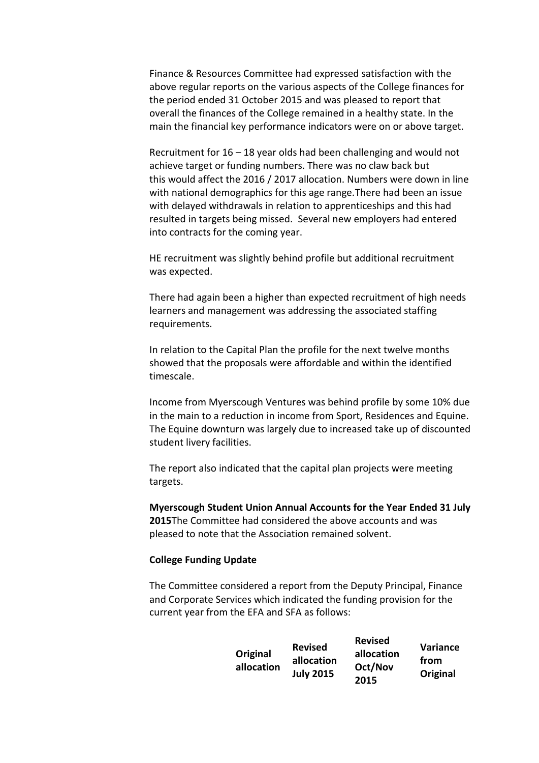Finance & Resources Committee had expressed satisfaction with the above regular reports on the various aspects of the College finances for the period ended 31 October 2015 and was pleased to report that overall the finances of the College remained in a healthy state. In the main the financial key performance indicators were on or above target.

Recruitment for 16 – 18 year olds had been challenging and would not achieve target or funding numbers. There was no claw back but this would affect the 2016 / 2017 allocation. Numbers were down in line with national demographics for this age range.There had been an issue with delayed withdrawals in relation to apprenticeships and this had resulted in targets being missed. Several new employers had entered into contracts for the coming year.

HE recruitment was slightly behind profile but additional recruitment was expected.

There had again been a higher than expected recruitment of high needs learners and management was addressing the associated staffing requirements.

In relation to the Capital Plan the profile for the next twelve months showed that the proposals were affordable and within the identified timescale.

Income from Myerscough Ventures was behind profile by some 10% due in the main to a reduction in income from Sport, Residences and Equine. The Equine downturn was largely due to increased take up of discounted student livery facilities.

The report also indicated that the capital plan projects were meeting targets.

**Myerscough Student Union Annual Accounts for the Year Ended 31 July 2015**The Committee had considered the above accounts and was pleased to note that the Association remained solvent.

**College Funding Update**

The Committee considered a report from the Deputy Principal, Finance and Corporate Services which indicated the funding provision for the current year from the EFA and SFA as follows:

| Original allocation | Revised allocation July 2015 | Revised allocation Oct/Nov 2015 | Variance from Original |
|---|---|---|---|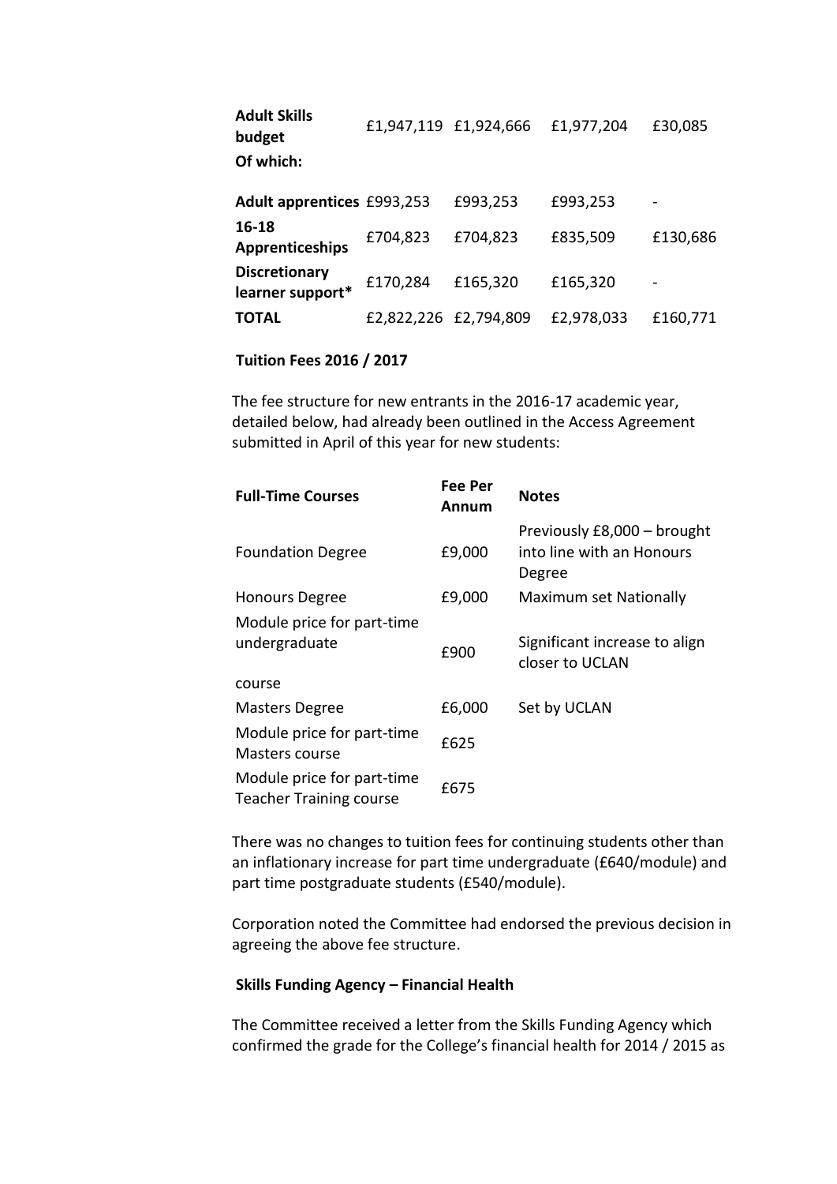| | | | | |
|---|---|---|---|---|
| **Adult Skills budget** | £1,947,119 | £1,924,666 | £1,977,204 | £30,085 |
| **Of which:** | | | | |
| **Adult apprentices** | £993,253 | £993,253 | £993,253 | - |
| **16-18 Apprenticeships** | £704,823 | £704,823 | £835,509 | £130,686 |
| **Discretionary learner support*** | £170,284 | £165,320 | £165,320 | - |
| **TOTAL** | £2,822,226 | £2,794,809 | £2,978,033 | £160,771 |

**Tuition Fees 2016 / 2017**

The fee structure for new entrants in the 2016-17 academic year, detailed below, had already been outlined in the Access Agreement submitted in April of this year for new students:

| **Full-Time Courses** | **Fee Per Annum** | **Notes** |
|---|---|---|
| Foundation Degree | £9,000 | Previously £8,000 – brought into line with an Honours Degree |
| Honours Degree | £9,000 | Maximum set Nationally |
| Module price for part-time undergraduate course | £900 | Significant increase to align closer to UCLAN |
| Masters Degree | £6,000 | Set by UCLAN |
| Module price for part-time Masters course | £625 | |
| Module price for part-time Teacher Training course | £675 | |

There was no changes to tuition fees for continuing students other than an inflationary increase for part time undergraduate (£640/module) and part time postgraduate students (£540/module).

Corporation noted the Committee had endorsed the previous decision in agreeing the above fee structure.

**Skills Funding Agency – Financial Health**

The Committee received a letter from the Skills Funding Agency which confirmed the grade for the College's financial health for 2014 / 2015 as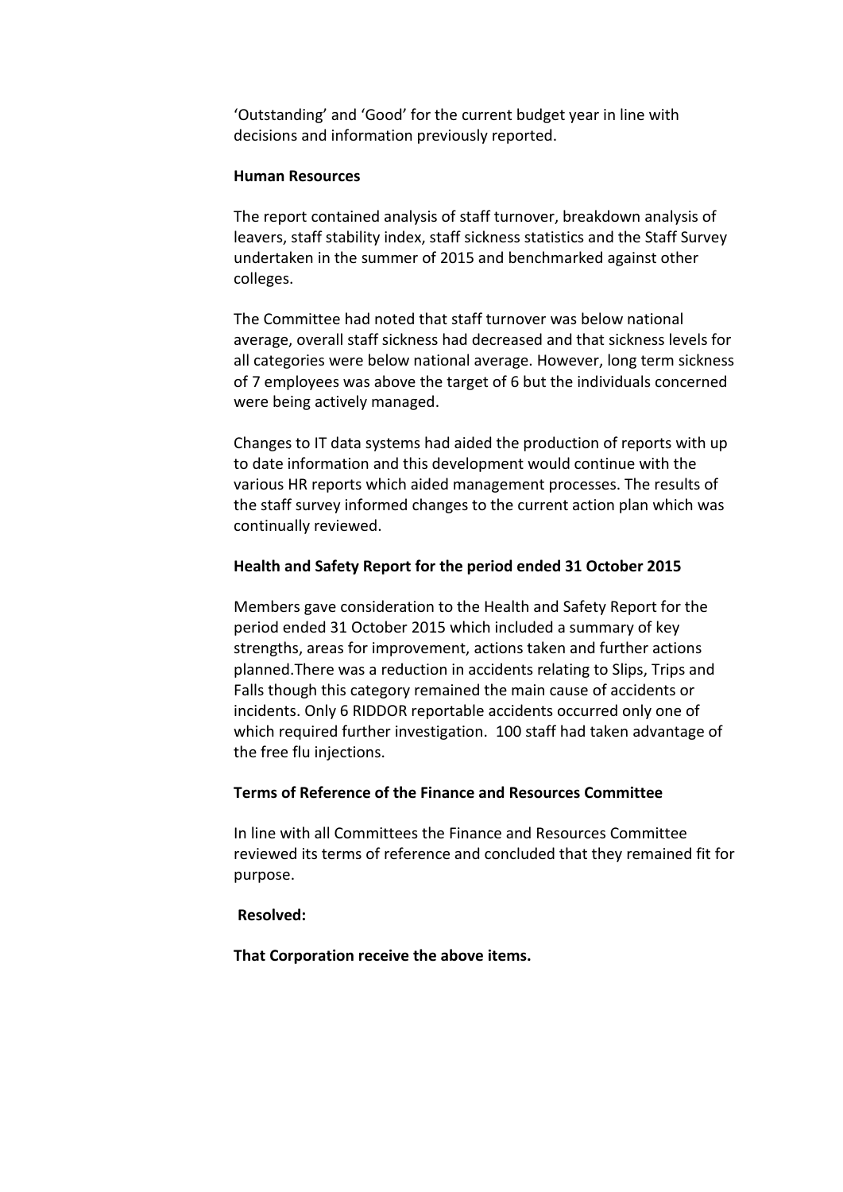'Outstanding' and 'Good' for the current budget year in line with decisions and information previously reported.

**Human Resources**

The report contained analysis of staff turnover, breakdown analysis of leavers, staff stability index, staff sickness statistics and the Staff Survey undertaken in the summer of 2015 and benchmarked against other colleges.

The Committee had noted that staff turnover was below national average, overall staff sickness had decreased and that sickness levels for all categories were below national average. However, long term sickness of 7 employees was above the target of 6 but the individuals concerned were being actively managed.

Changes to IT data systems had aided the production of reports with up to date information and this development would continue with the various HR reports which aided management processes. The results of the staff survey informed changes to the current action plan which was continually reviewed.

**Health and Safety Report for the period ended 31 October 2015**

Members gave consideration to the Health and Safety Report for the period ended 31 October 2015 which included a summary of key strengths, areas for improvement, actions taken and further actions planned.There was a reduction in accidents relating to Slips, Trips and Falls though this category remained the main cause of accidents or incidents. Only 6 RIDDOR reportable accidents occurred only one of which required further investigation. 100 staff had taken advantage of the free flu injections.

**Terms of Reference of the Finance and Resources Committee**

In line with all Committees the Finance and Resources Committee reviewed its terms of reference and concluded that they remained fit for purpose.

**Resolved:**

**That Corporation receive the above items.**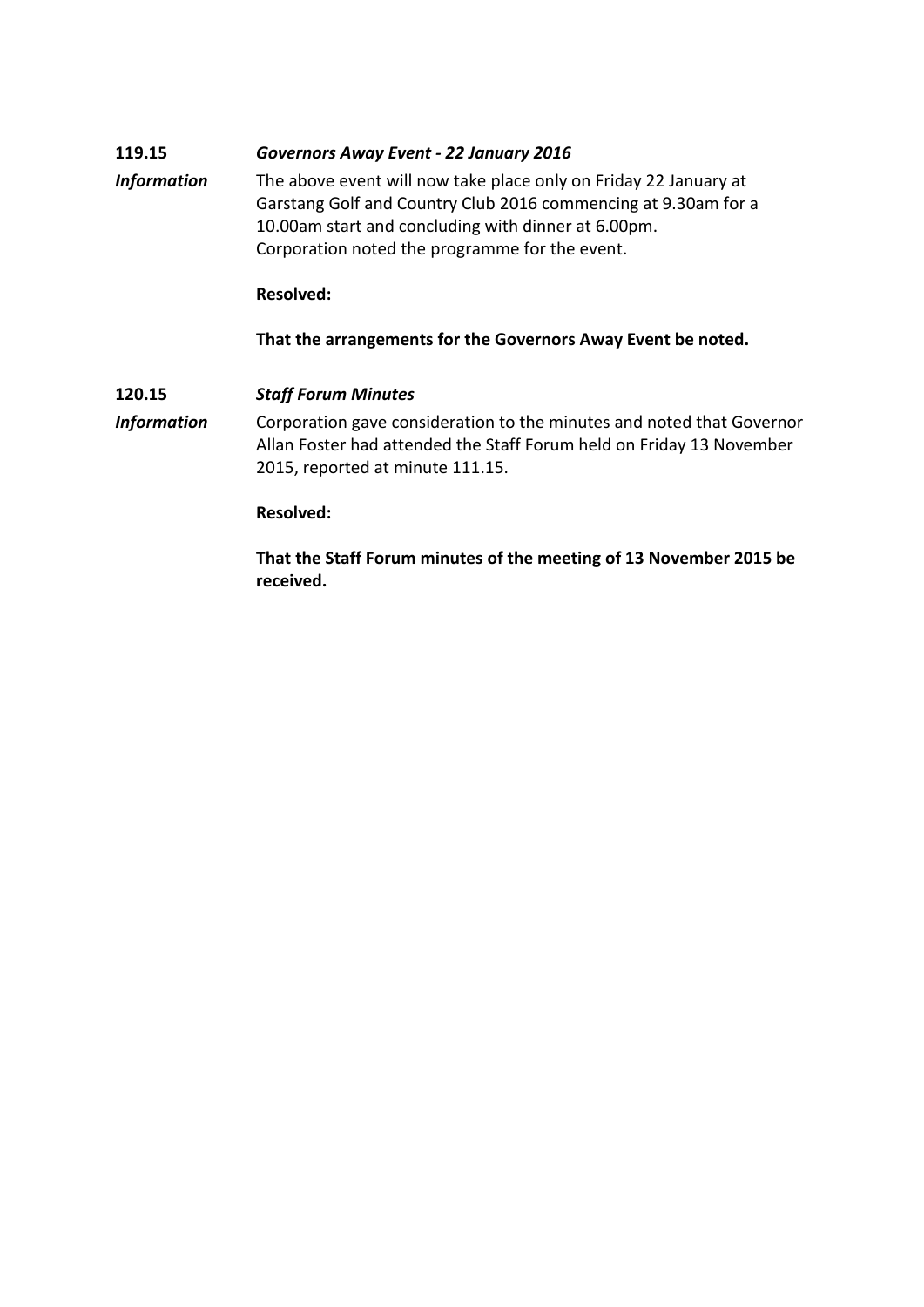**119.15** ***Governors Away Event - 22 January 2016***

***Information*** The above event will now take place only on Friday 22 January at Garstang Golf and Country Club 2016 commencing at 9.30am for a 10.00am start and concluding with dinner at 6.00pm.
Corporation noted the programme for the event.

**Resolved:**

**That the arrangements for the Governors Away Event be noted.**

**120.15** ***Staff Forum Minutes***

***Information*** Corporation gave consideration to the minutes and noted that Governor Allan Foster had attended the Staff Forum held on Friday 13 November 2015, reported at minute 111.15.

**Resolved:**

**That the Staff Forum minutes of the meeting of 13 November 2015 be received.**